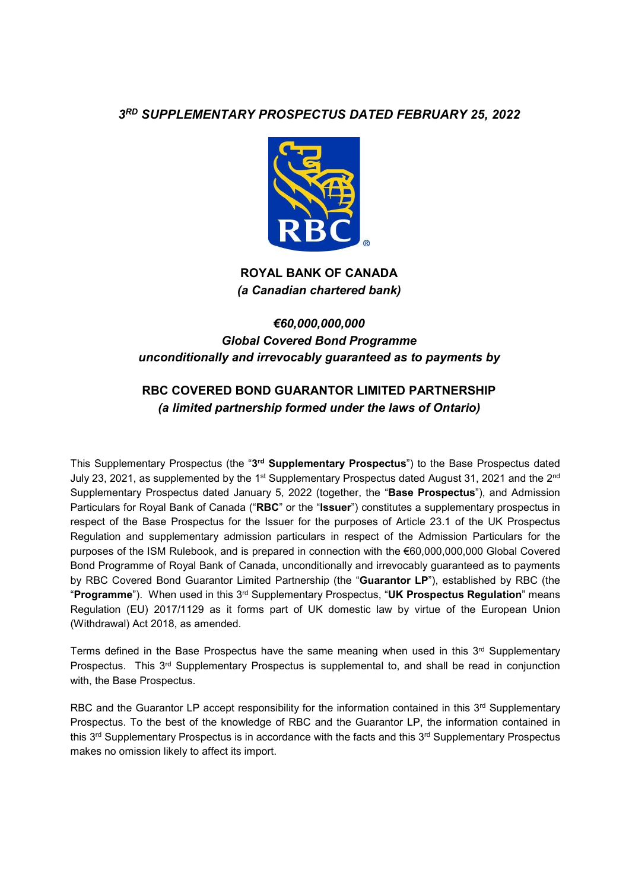# *3RD SUPPLEMENTARY PROSPECTUS DATED FEBRUARY 25, 2022*

**ROYAL BANK OF CANADA**
***(a Canadian chartered bank)***

***€60,000,000,000***
***Global Covered Bond Programme***
***unconditionally and irrevocably guaranteed as to payments by***

**RBC COVERED BOND GUARANTOR LIMITED PARTNERSHIP**
***(a limited partnership formed under the laws of Ontario)***

This Supplementary Prospectus (the "**3rd Supplementary Prospectus**") to the Base Prospectus dated July 23, 2021, as supplemented by the 1st Supplementary Prospectus dated August 31, 2021 and the 2nd Supplementary Prospectus dated January 5, 2022 (together, the "**Base Prospectus**"), and Admission Particulars for Royal Bank of Canada ("**RBC**" or the "**Issuer**") constitutes a supplementary prospectus in respect of the Base Prospectus for the Issuer for the purposes of Article 23.1 of the UK Prospectus Regulation and supplementary admission particulars in respect of the Admission Particulars for the purposes of the ISM Rulebook, and is prepared in connection with the €60,000,000,000 Global Covered Bond Programme of Royal Bank of Canada, unconditionally and irrevocably guaranteed as to payments by RBC Covered Bond Guarantor Limited Partnership (the "**Guarantor LP**"), established by RBC (the "**Programme**"). When used in this 3rd Supplementary Prospectus, "**UK Prospectus Regulation**" means Regulation (EU) 2017/1129 as it forms part of UK domestic law by virtue of the European Union (Withdrawal) Act 2018, as amended.

Terms defined in the Base Prospectus have the same meaning when used in this 3rd Supplementary Prospectus. This 3rd Supplementary Prospectus is supplemental to, and shall be read in conjunction with, the Base Prospectus.

RBC and the Guarantor LP accept responsibility for the information contained in this 3rd Supplementary Prospectus. To the best of the knowledge of RBC and the Guarantor LP, the information contained in this 3rd Supplementary Prospectus is in accordance with the facts and this 3rd Supplementary Prospectus makes no omission likely to affect its import.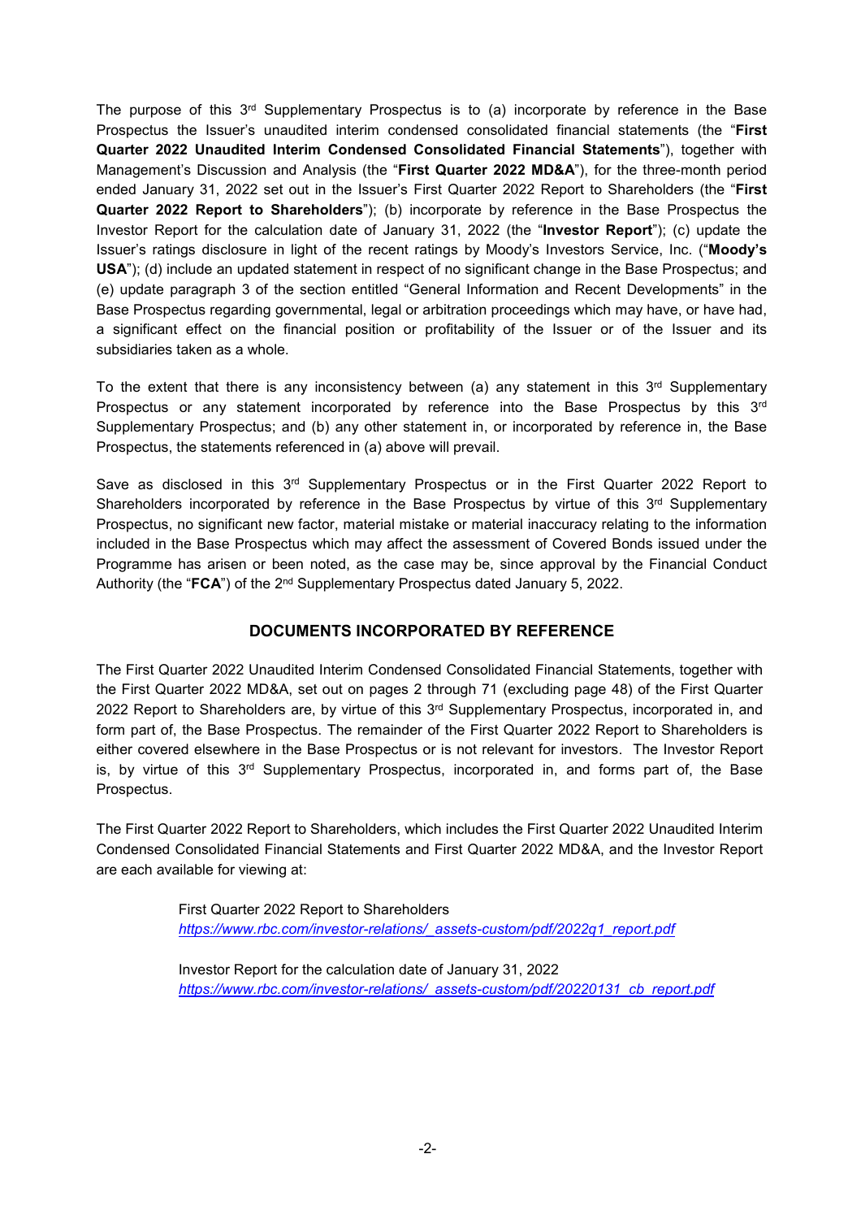The purpose of this 3rd Supplementary Prospectus is to (a) incorporate by reference in the Base Prospectus the Issuer's unaudited interim condensed consolidated financial statements (the "**First Quarter 2022 Unaudited Interim Condensed Consolidated Financial Statements**"), together with Management's Discussion and Analysis (the "**First Quarter 2022 MD&A**"), for the three-month period ended January 31, 2022 set out in the Issuer's First Quarter 2022 Report to Shareholders (the "**First Quarter 2022 Report to Shareholders**"); (b) incorporate by reference in the Base Prospectus the Investor Report for the calculation date of January 31, 2022 (the "**Investor Report**"); (c) update the Issuer's ratings disclosure in light of the recent ratings by Moody's Investors Service, Inc. ("**Moody's USA**"); (d) include an updated statement in respect of no significant change in the Base Prospectus; and (e) update paragraph 3 of the section entitled "General Information and Recent Developments" in the Base Prospectus regarding governmental, legal or arbitration proceedings which may have, or have had, a significant effect on the financial position or profitability of the Issuer or of the Issuer and its subsidiaries taken as a whole.

To the extent that there is any inconsistency between (a) any statement in this 3rd Supplementary Prospectus or any statement incorporated by reference into the Base Prospectus by this 3rd Supplementary Prospectus; and (b) any other statement in, or incorporated by reference in, the Base Prospectus, the statements referenced in (a) above will prevail.

Save as disclosed in this 3rd Supplementary Prospectus or in the First Quarter 2022 Report to Shareholders incorporated by reference in the Base Prospectus by virtue of this 3rd Supplementary Prospectus, no significant new factor, material mistake or material inaccuracy relating to the information included in the Base Prospectus which may affect the assessment of Covered Bonds issued under the Programme has arisen or been noted, as the case may be, since approval by the Financial Conduct Authority (the "**FCA**") of the 2nd Supplementary Prospectus dated January 5, 2022.

## DOCUMENTS INCORPORATED BY REFERENCE

The First Quarter 2022 Unaudited Interim Condensed Consolidated Financial Statements, together with the First Quarter 2022 MD&A, set out on pages 2 through 71 (excluding page 48) of the First Quarter 2022 Report to Shareholders are, by virtue of this 3rd Supplementary Prospectus, incorporated in, and form part of, the Base Prospectus. The remainder of the First Quarter 2022 Report to Shareholders is either covered elsewhere in the Base Prospectus or is not relevant for investors. The Investor Report is, by virtue of this 3rd Supplementary Prospectus, incorporated in, and forms part of, the Base Prospectus.

The First Quarter 2022 Report to Shareholders, which includes the First Quarter 2022 Unaudited Interim Condensed Consolidated Financial Statements and First Quarter 2022 MD&A, and the Investor Report are each available for viewing at:

> First Quarter 2022 Report to Shareholders
> *https://www.rbc.com/investor-relations/_assets-custom/pdf/2022q1_report.pdf*
>
> Investor Report for the calculation date of January 31, 2022
> *https://www.rbc.com/investor-relations/_assets-custom/pdf/20220131_cb_report.pdf*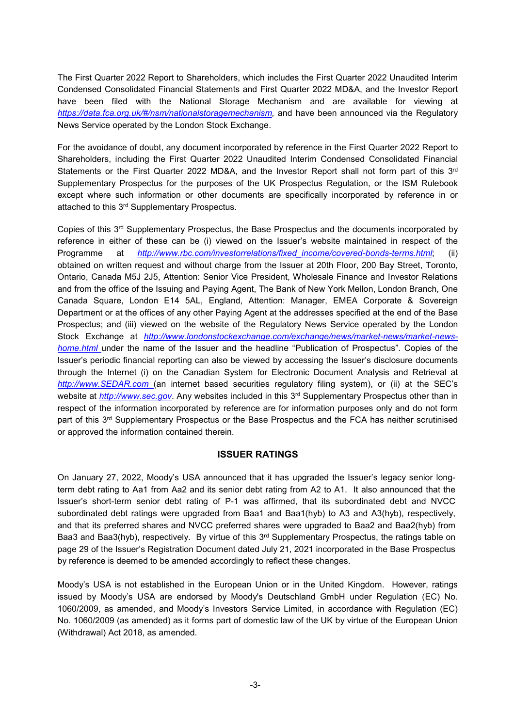The First Quarter 2022 Report to Shareholders, which includes the First Quarter 2022 Unaudited Interim Condensed Consolidated Financial Statements and First Quarter 2022 MD&A, and the Investor Report have been filed with the National Storage Mechanism and are available for viewing at *https://data.fca.org.uk/#/nsm/nationalstoragemechanism*, and have been announced via the Regulatory News Service operated by the London Stock Exchange.

For the avoidance of doubt, any document incorporated by reference in the First Quarter 2022 Report to Shareholders, including the First Quarter 2022 Unaudited Interim Condensed Consolidated Financial Statements or the First Quarter 2022 MD&A, and the Investor Report shall not form part of this 3rd Supplementary Prospectus for the purposes of the UK Prospectus Regulation, or the ISM Rulebook except where such information or other documents are specifically incorporated by reference in or attached to this 3rd Supplementary Prospectus.

Copies of this 3rd Supplementary Prospectus, the Base Prospectus and the documents incorporated by reference in either of these can be (i) viewed on the Issuer's website maintained in respect of the Programme at *http://www.rbc.com/investorrelations/fixed_income/covered-bonds-terms.html*; (ii) obtained on written request and without charge from the Issuer at 20th Floor, 200 Bay Street, Toronto, Ontario, Canada M5J 2J5, Attention: Senior Vice President, Wholesale Finance and Investor Relations and from the office of the Issuing and Paying Agent, The Bank of New York Mellon, London Branch, One Canada Square, London E14 5AL, England, Attention: Manager, EMEA Corporate & Sovereign Department or at the offices of any other Paying Agent at the addresses specified at the end of the Base Prospectus; and (iii) viewed on the website of the Regulatory News Service operated by the London Stock Exchange at *http://www.londonstockexchange.com/exchange/news/market-news/market-news-home.html* under the name of the Issuer and the headline "Publication of Prospectus". Copies of the Issuer's periodic financial reporting can also be viewed by accessing the Issuer's disclosure documents through the Internet (i) on the Canadian System for Electronic Document Analysis and Retrieval at *http://www.SEDAR.com* (an internet based securities regulatory filing system), or (ii) at the SEC's website at *http://www.sec.gov*. Any websites included in this 3rd Supplementary Prospectus other than in respect of the information incorporated by reference are for information purposes only and do not form part of this 3rd Supplementary Prospectus or the Base Prospectus and the FCA has neither scrutinised or approved the information contained therein.

## ISSUER RATINGS

On January 27, 2022, Moody's USA announced that it has upgraded the Issuer's legacy senior long-term debt rating to Aa1 from Aa2 and its senior debt rating from A2 to A1. It also announced that the Issuer's short-term senior debt rating of P-1 was affirmed, that its subordinated debt and NVCC subordinated debt ratings were upgraded from Baa1 and Baa1(hyb) to A3 and A3(hyb), respectively, and that its preferred shares and NVCC preferred shares were upgraded to Baa2 and Baa2(hyb) from Baa3 and Baa3(hyb), respectively. By virtue of this 3rd Supplementary Prospectus, the ratings table on page 29 of the Issuer's Registration Document dated July 21, 2021 incorporated in the Base Prospectus by reference is deemed to be amended accordingly to reflect these changes.

Moody's USA is not established in the European Union or in the United Kingdom. However, ratings issued by Moody's USA are endorsed by Moody's Deutschland GmbH under Regulation (EC) No. 1060/2009, as amended, and Moody's Investors Service Limited, in accordance with Regulation (EC) No. 1060/2009 (as amended) as it forms part of domestic law of the UK by virtue of the European Union (Withdrawal) Act 2018, as amended.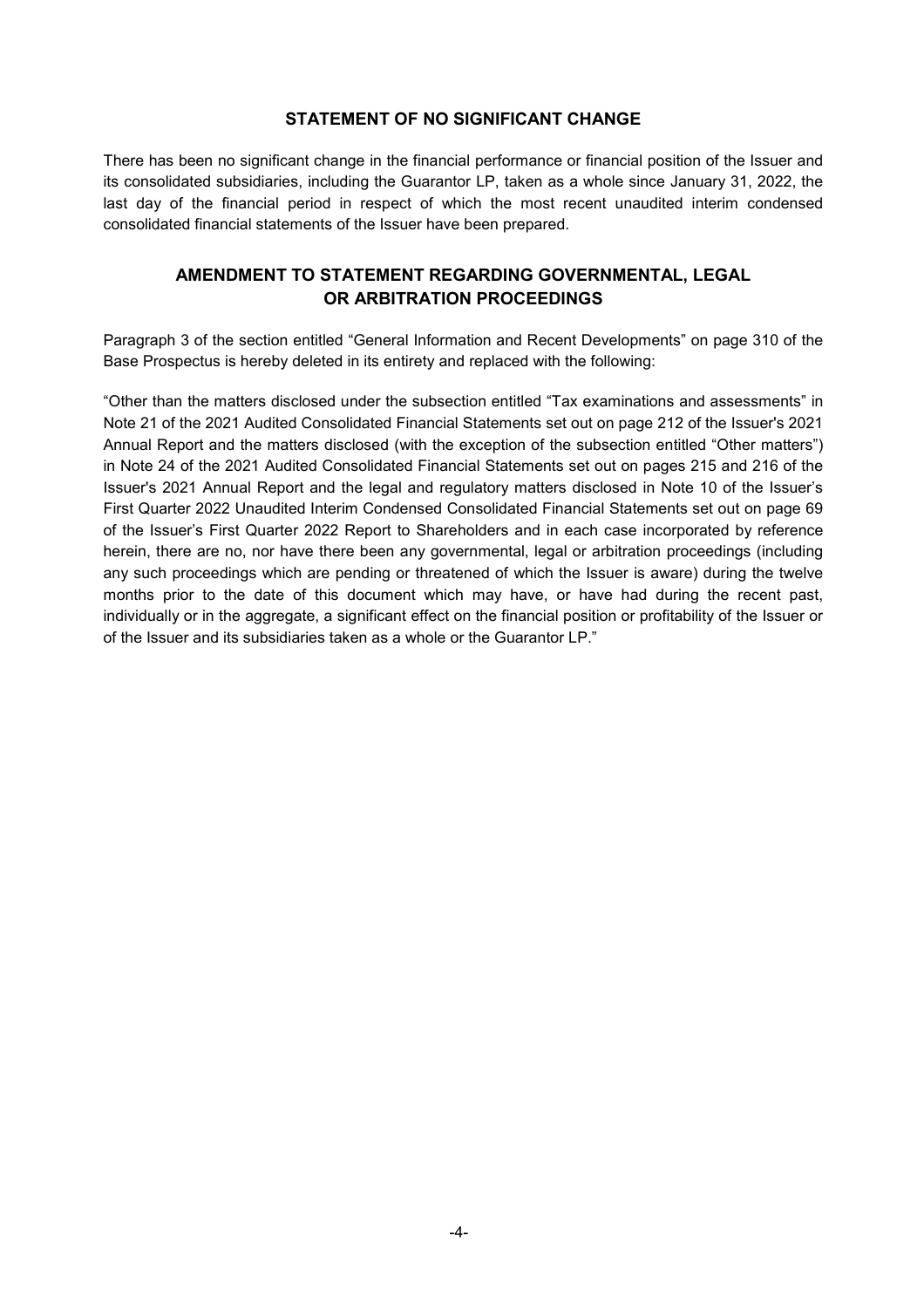## STATEMENT OF NO SIGNIFICANT CHANGE

There has been no significant change in the financial performance or financial position of the Issuer and its consolidated subsidiaries, including the Guarantor LP, taken as a whole since January 31, 2022, the last day of the financial period in respect of which the most recent unaudited interim condensed consolidated financial statements of the Issuer have been prepared.

## AMENDMENT TO STATEMENT REGARDING GOVERNMENTAL, LEGAL OR ARBITRATION PROCEEDINGS

Paragraph 3 of the section entitled "General Information and Recent Developments" on page 310 of the Base Prospectus is hereby deleted in its entirety and replaced with the following:

"Other than the matters disclosed under the subsection entitled "Tax examinations and assessments" in Note 21 of the 2021 Audited Consolidated Financial Statements set out on page 212 of the Issuer's 2021 Annual Report and the matters disclosed (with the exception of the subsection entitled "Other matters") in Note 24 of the 2021 Audited Consolidated Financial Statements set out on pages 215 and 216 of the Issuer's 2021 Annual Report and the legal and regulatory matters disclosed in Note 10 of the Issuer's First Quarter 2022 Unaudited Interim Condensed Consolidated Financial Statements set out on page 69 of the Issuer's First Quarter 2022 Report to Shareholders and in each case incorporated by reference herein, there are no, nor have there been any governmental, legal or arbitration proceedings (including any such proceedings which are pending or threatened of which the Issuer is aware) during the twelve months prior to the date of this document which may have, or have had during the recent past, individually or in the aggregate, a significant effect on the financial position or profitability of the Issuer or of the Issuer and its subsidiaries taken as a whole or the Guarantor LP."